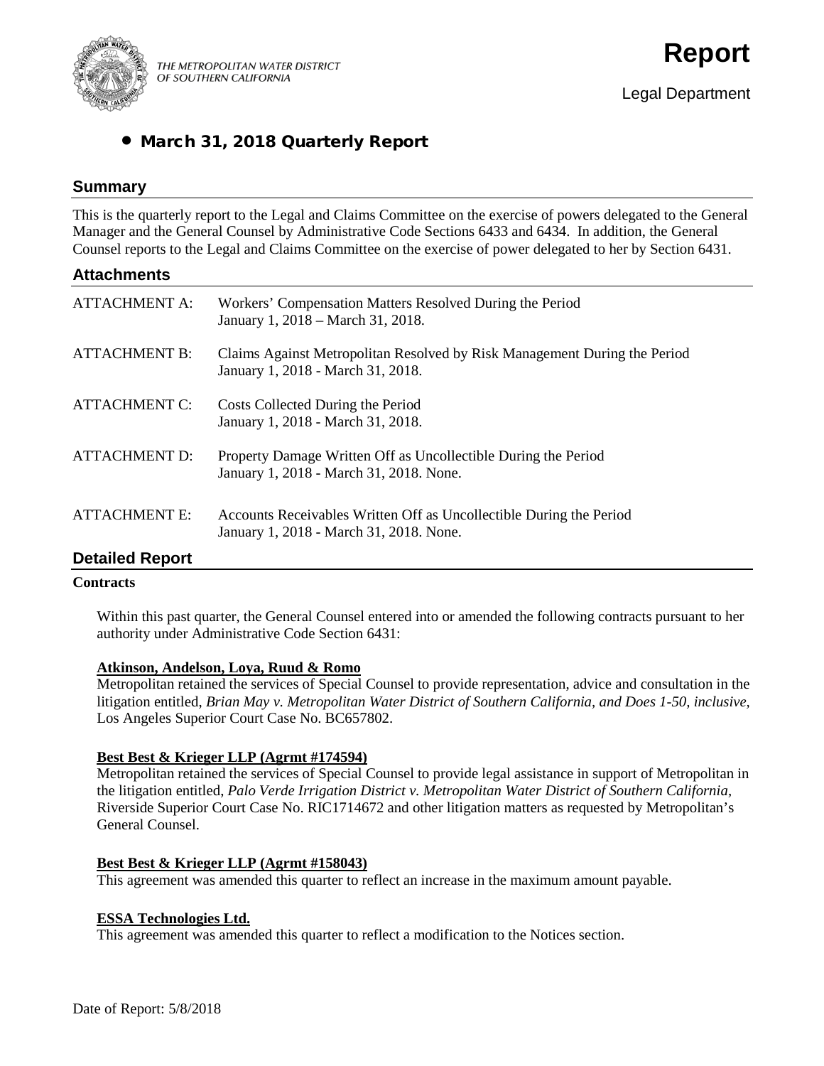THE METROPOLITAN WATER DISTRICT OF SOUTHERN CALIFORNIA

# Report

Legal Department

## • March 31, 2018 Quarterly Report

### Summary

This is the quarterly report to the Legal and Claims Committee on the exercise of powers delegated to the General Manager and the General Counsel by Administrative Code Sections 6433 and 6434. In addition, the General Counsel reports to the Legal and Claims Committee on the exercise of power delegated to her by Section 6431.

### Attachments

| | |
|---|---|
| ATTACHMENT A: | Workers' Compensation Matters Resolved During the Period January 1, 2018 – March 31, 2018. |
| ATTACHMENT B: | Claims Against Metropolitan Resolved by Risk Management During the Period January 1, 2018 - March 31, 2018. |
| ATTACHMENT C: | Costs Collected During the Period January 1, 2018 - March 31, 2018. |
| ATTACHMENT D: | Property Damage Written Off as Uncollectible During the Period January 1, 2018 - March 31, 2018. None. |
| ATTACHMENT E: | Accounts Receivables Written Off as Uncollectible During the Period January 1, 2018 - March 31, 2018. None. |

### Detailed Report

**Contracts**

Within this past quarter, the General Counsel entered into or amended the following contracts pursuant to her authority under Administrative Code Section 6431:

**Atkinson, Andelson, Loya, Ruud & Romo**
Metropolitan retained the services of Special Counsel to provide representation, advice and consultation in the litigation entitled, *Brian May v. Metropolitan Water District of Southern California, and Does 1-50, inclusive,* Los Angeles Superior Court Case No. BC657802.

**Best Best & Krieger LLP (Agrmt #174594)**
Metropolitan retained the services of Special Counsel to provide legal assistance in support of Metropolitan in the litigation entitled, *Palo Verde Irrigation District v. Metropolitan Water District of Southern California,* Riverside Superior Court Case No. RIC1714672 and other litigation matters as requested by Metropolitan's General Counsel.

**Best Best & Krieger LLP (Agrmt #158043)**
This agreement was amended this quarter to reflect an increase in the maximum amount payable.

**ESSA Technologies Ltd.**
This agreement was amended this quarter to reflect a modification to the Notices section.

Date of Report: 5/8/2018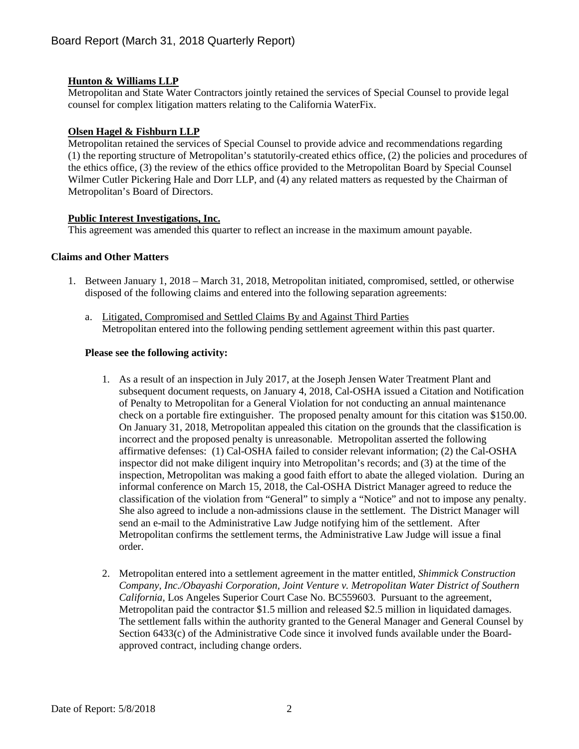**Hunton & Williams LLP**

Metropolitan and State Water Contractors jointly retained the services of Special Counsel to provide legal counsel for complex litigation matters relating to the California WaterFix.

**Olsen Hagel & Fishburn LLP**

Metropolitan retained the services of Special Counsel to provide advice and recommendations regarding (1) the reporting structure of Metropolitan's statutorily-created ethics office, (2) the policies and procedures of the ethics office, (3) the review of the ethics office provided to the Metropolitan Board by Special Counsel Wilmer Cutler Pickering Hale and Dorr LLP, and (4) any related matters as requested by the Chairman of Metropolitan's Board of Directors.

**Public Interest Investigations, Inc.**

This agreement was amended this quarter to reflect an increase in the maximum amount payable.

**Claims and Other Matters**

1. Between January 1, 2018 – March 31, 2018, Metropolitan initiated, compromised, settled, or otherwise disposed of the following claims and entered into the following separation agreements:

   a. Litigated, Compromised and Settled Claims By and Against Third Parties
   Metropolitan entered into the following pending settlement agreement within this past quarter.

   **Please see the following activity:**

   1. As a result of an inspection in July 2017, at the Joseph Jensen Water Treatment Plant and subsequent document requests, on January 4, 2018, Cal-OSHA issued a Citation and Notification of Penalty to Metropolitan for a General Violation for not conducting an annual maintenance check on a portable fire extinguisher. The proposed penalty amount for this citation was $150.00. On January 31, 2018, Metropolitan appealed this citation on the grounds that the classification is incorrect and the proposed penalty is unreasonable. Metropolitan asserted the following affirmative defenses: (1) Cal-OSHA failed to consider relevant information; (2) the Cal-OSHA inspector did not make diligent inquiry into Metropolitan's records; and (3) at the time of the inspection, Metropolitan was making a good faith effort to abate the alleged violation. During an informal conference on March 15, 2018, the Cal-OSHA District Manager agreed to reduce the classification of the violation from "General" to simply a "Notice" and not to impose any penalty. She also agreed to include a non-admissions clause in the settlement. The District Manager will send an e-mail to the Administrative Law Judge notifying him of the settlement. After Metropolitan confirms the settlement terms, the Administrative Law Judge will issue a final order.

   2. Metropolitan entered into a settlement agreement in the matter entitled, *Shimmick Construction Company, Inc./Obayashi Corporation, Joint Venture v. Metropolitan Water District of Southern California*, Los Angeles Superior Court Case No. BC559603. Pursuant to the agreement, Metropolitan paid the contractor $1.5 million and released $2.5 million in liquidated damages. The settlement falls within the authority granted to the General Manager and General Counsel by Section 6433(c) of the Administrative Code since it involved funds available under the Board-approved contract, including change orders.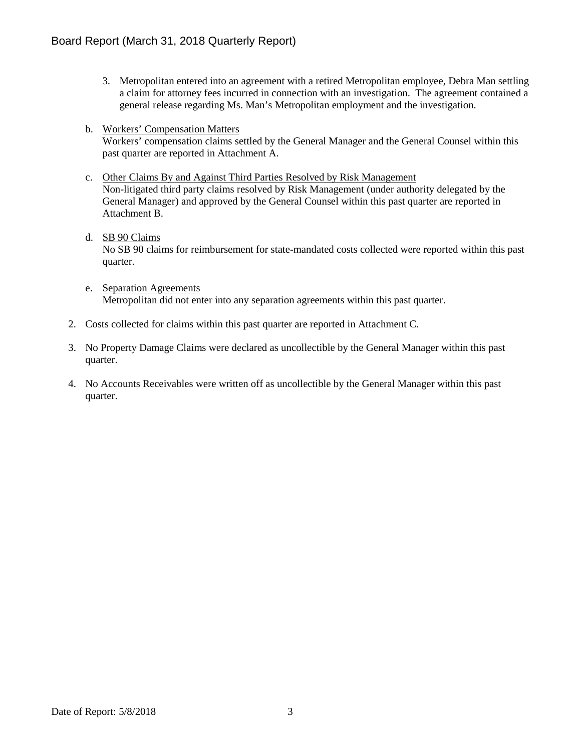3. Metropolitan entered into an agreement with a retired Metropolitan employee, Debra Man settling a claim for attorney fees incurred in connection with an investigation. The agreement contained a general release regarding Ms. Man's Metropolitan employment and the investigation.

b. Workers' Compensation Matters
   Workers' compensation claims settled by the General Manager and the General Counsel within this past quarter are reported in Attachment A.

c. Other Claims By and Against Third Parties Resolved by Risk Management
   Non-litigated third party claims resolved by Risk Management (under authority delegated by the General Manager) and approved by the General Counsel within this past quarter are reported in Attachment B.

d. SB 90 Claims
   No SB 90 claims for reimbursement for state-mandated costs collected were reported within this past quarter.

e. Separation Agreements
   Metropolitan did not enter into any separation agreements within this past quarter.

2. Costs collected for claims within this past quarter are reported in Attachment C.

3. No Property Damage Claims were declared as uncollectible by the General Manager within this past quarter.

4. No Accounts Receivables were written off as uncollectible by the General Manager within this past quarter.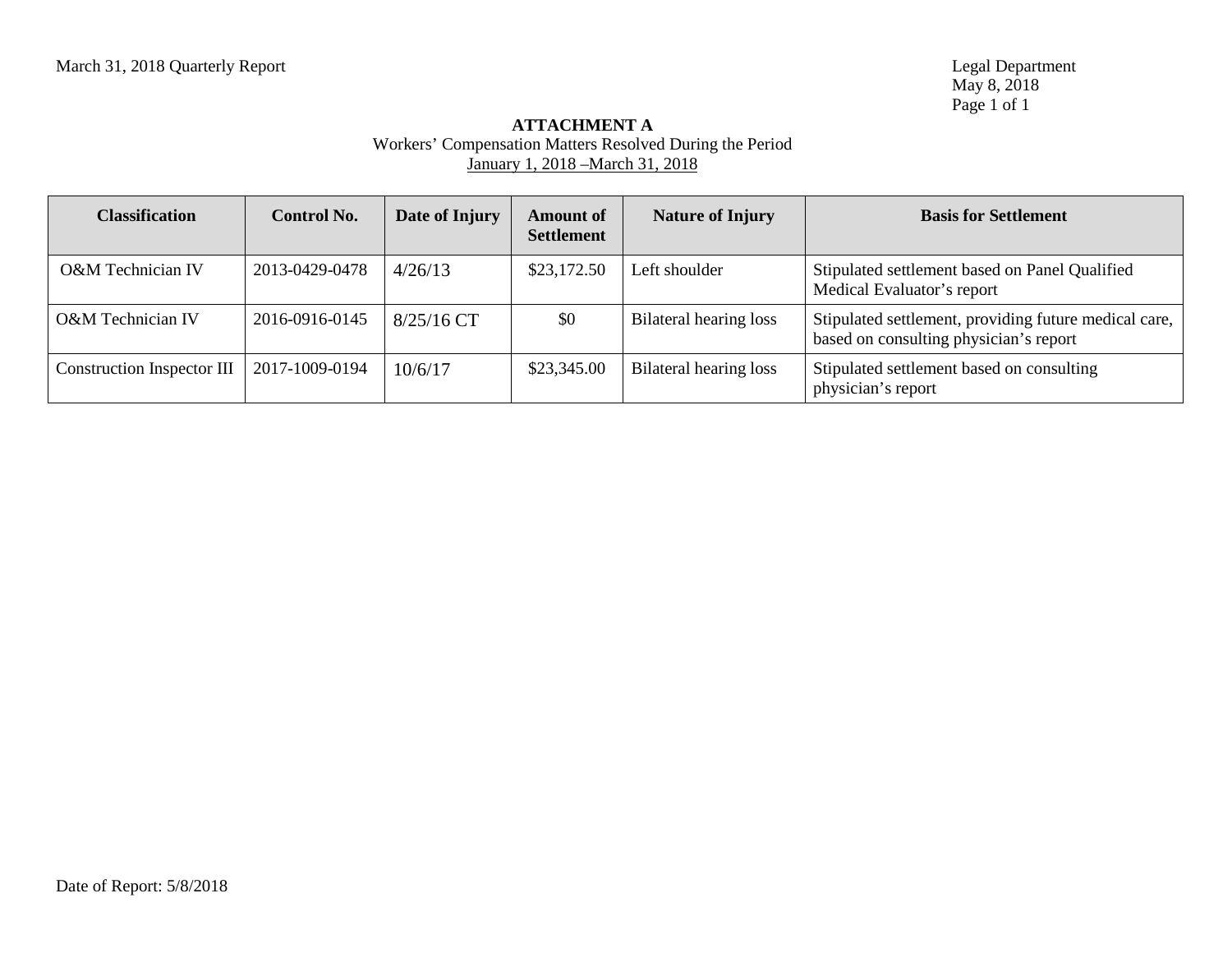**ATTACHMENT A**

Workers' Compensation Matters Resolved During the Period

January 1, 2018 –March 31, 2018

| Classification | Control No. | Date of Injury | Amount of Settlement | Nature of Injury | Basis for Settlement |
|---|---|---|---|---|---|
| O&M Technician IV | 2013-0429-0478 | 4/26/13 | $23,172.50 | Left shoulder | Stipulated settlement based on Panel Qualified Medical Evaluator's report |
| O&M Technician IV | 2016-0916-0145 | 8/25/16 CT | $0 | Bilateral hearing loss | Stipulated settlement, providing future medical care, based on consulting physician's report |
| Construction Inspector III | 2017-1009-0194 | 10/6/17 | $23,345.00 | Bilateral hearing loss | Stipulated settlement based on consulting physician's report |

Date of Report: 5/8/2018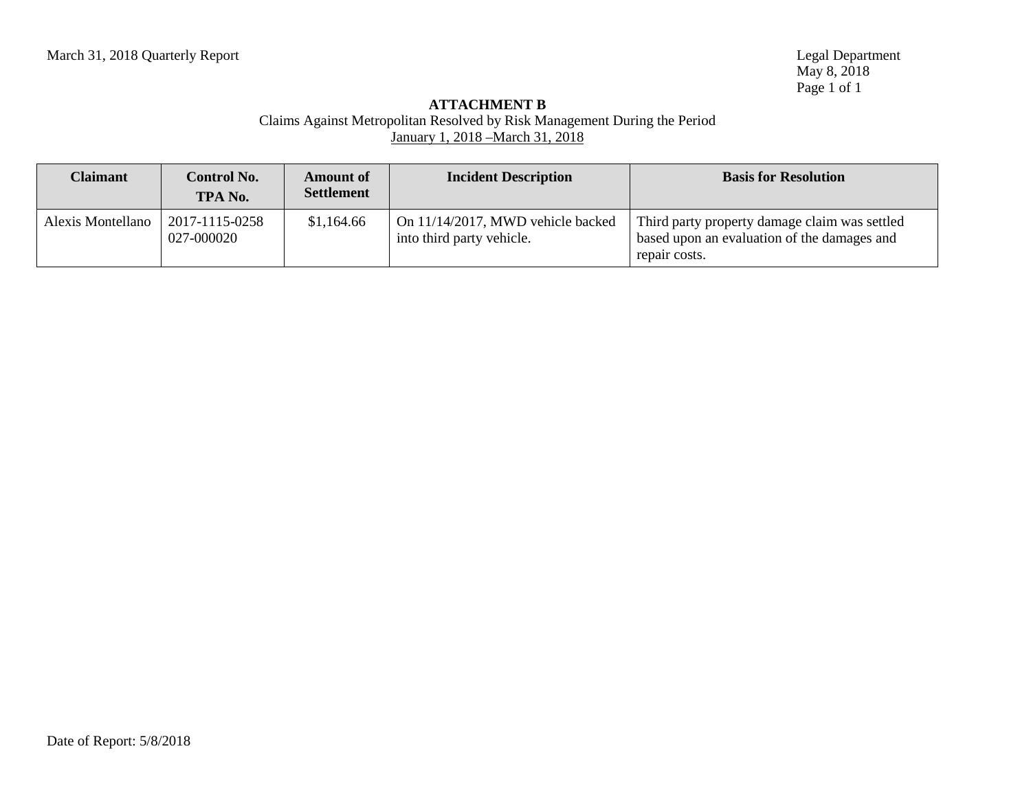**ATTACHMENT B**

Claims Against Metropolitan Resolved by Risk Management During the Period
January 1, 2018 –March 31, 2018

| Claimant | Control No. TPA No. | Amount of Settlement | Incident Description | Basis for Resolution |
|---|---|---|---|---|
| Alexis Montellano | 2017-1115-0258 027-000020 | $1,164.66 | On 11/14/2017, MWD vehicle backed into third party vehicle. | Third party property damage claim was settled based upon an evaluation of the damages and repair costs. |

Date of Report: 5/8/2018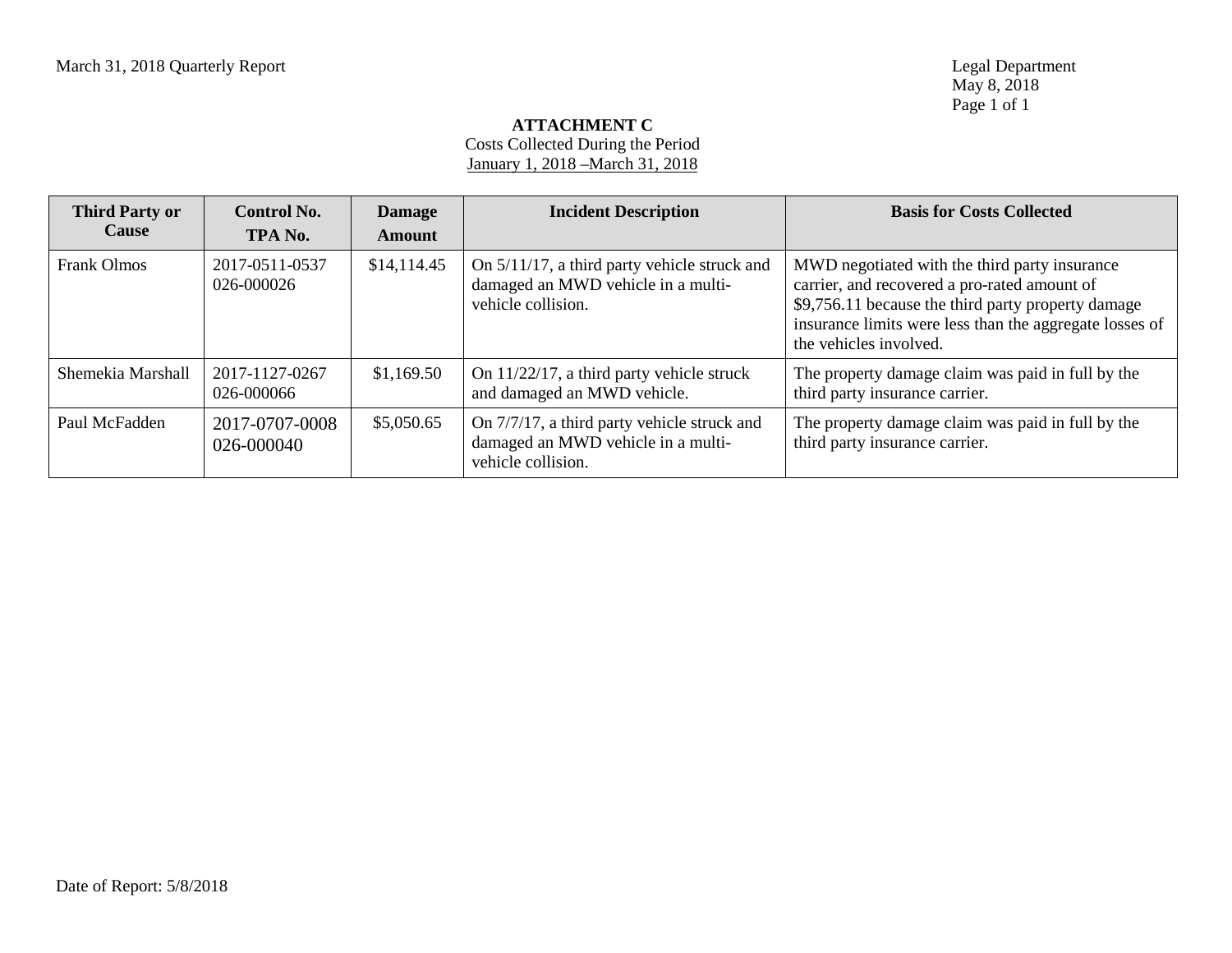**ATTACHMENT C**

Costs Collected During the Period

January 1, 2018 –March 31, 2018

| Third Party or Cause | Control No. TPA No. | Damage Amount | Incident Description | Basis for Costs Collected |
|---|---|---|---|---|
| Frank Olmos | 2017-0511-0537 026-000026 | $14,114.45 | On 5/11/17, a third party vehicle struck and damaged an MWD vehicle in a multi-vehicle collision. | MWD negotiated with the third party insurance carrier, and recovered a pro-rated amount of $9,756.11 because the third party property damage insurance limits were less than the aggregate losses of the vehicles involved. |
| Shemekia Marshall | 2017-1127-0267 026-000066 | $1,169.50 | On 11/22/17, a third party vehicle struck and damaged an MWD vehicle. | The property damage claim was paid in full by the third party insurance carrier. |
| Paul McFadden | 2017-0707-0008 026-000040 | $5,050.65 | On 7/7/17, a third party vehicle struck and damaged an MWD vehicle in a multi-vehicle collision. | The property damage claim was paid in full by the third party insurance carrier. |

Date of Report: 5/8/2018